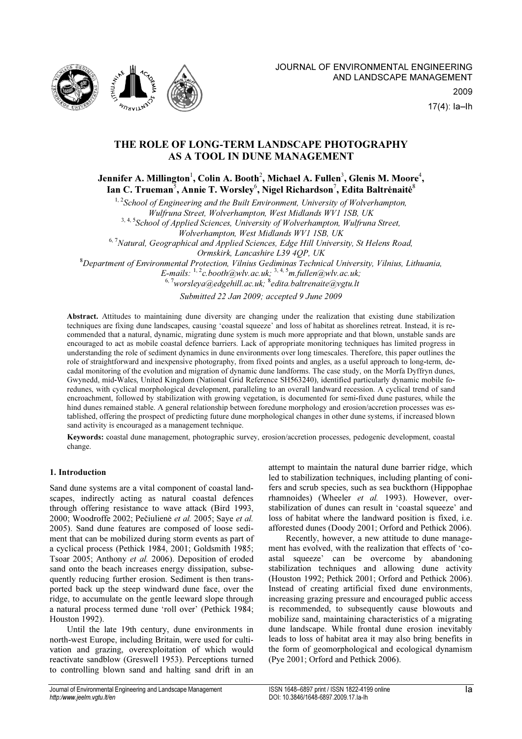# THE ROLE OF LONG-TERM LANDSCAPE PHOTOGRAPHY AS A TOOL IN DUNE MANAGEMENT

**Jennifer A. Millington[1], Colin A. Booth[2], Michael A. Fullen[3], Glenis M. Moore[4], Ian C. Trueman[5], Annie T. Worsley[6], Nigel Richardson[7], Edita Baltrėnaitė[8]**

[1, 2]*School of Engineering and the Built Environment, University of Wolverhampton, Wulfruna Street, Wolverhampton, West Midlands WV1 1SB, UK*
[3, 4, 5]*School of Applied Sciences, University of Wolverhampton, Wulfruna Street, Wolverhampton, West Midlands WV1 1SB, UK*
[6, 7]*Natural, Geographical and Applied Sciences, Edge Hill University, St Helens Road, Ormskirk, Lancashire L39 4QP, UK*
[8]*Department of Environmental Protection, Vilnius Gediminas Technical University, Vilnius, Lithuania,*
*E-mails:* [1, 2]*c.booth@wlv.ac.uk;* [3, 4, 5]*m.fullen@wlv.ac.uk;* [6, 7]*worsleya@edgehill.ac.uk;* [8]*edita.baltrenaite@vgtu.lt*

*Submitted 22 Jan 2009; accepted 9 June 2009*

**Abstract.** Attitudes to maintaining dune diversity are changing under the realization that existing dune stabilization techniques are fixing dune landscapes, causing 'coastal squeeze' and loss of habitat as shorelines retreat. Instead, it is recommended that a natural, dynamic, migrating dune system is much more appropriate and that blown, unstable sands are encouraged to act as mobile coastal defence barriers. Lack of appropriate monitoring techniques has limited progress in understanding the role of sediment dynamics in dune environments over long timescales. Therefore, this paper outlines the role of straightforward and inexpensive photography, from fixed points and angles, as a useful approach to long-term, decadal monitoring of the evolution and migration of dynamic dune landforms. The case study, on the Morfa Dyffryn dunes, Gwynedd, mid-Wales, United Kingdom (National Grid Reference SH563240), identified particularly dynamic mobile foredunes, with cyclical morphological development, paralleling to an overall landward recession. A cyclical trend of sand encroachment, followed by stabilization with growing vegetation, is documented for semi-fixed dune pastures, while the hind dunes remained stable. A general relationship between foredune morphology and erosion/accretion processes was established, offering the prospect of predicting future dune morphological changes in other dune systems, if increased blown sand activity is encouraged as a management technique.

**Keywords:** coastal dune management, photographic survey, erosion/accretion processes, pedogenic development, coastal change.

## 1. Introduction

Sand dune systems are a vital component of coastal landscapes, indirectly acting as natural coastal defences through offering resistance to wave attack (Bird 1993, 2000; Woodroffe 2002; Pečiulienė *et al.* 2005; Saye *et al.* 2005). Sand dune features are composed of loose sediment that can be mobilized during storm events as part of a cyclical process (Pethick 1984, 2001; Goldsmith 1985; Tsoar 2005; Anthony *et al.* 2006). Deposition of eroded sand onto the beach increases energy dissipation, subsequently reducing further erosion. Sediment is then transported back up the steep windward dune face, over the ridge, to accumulate on the gentle leeward slope through a natural process termed dune 'roll over' (Pethick 1984; Houston 1992).

Until the late 19th century, dune environments in north-west Europe, including Britain, were used for cultivation and grazing, overexploitation of which would reactivate sandblow (Greswell 1953). Perceptions turned to controlling blown sand and halting sand drift in an attempt to maintain the natural dune barrier ridge, which led to stabilization techniques, including planting of conifers and scrub species, such as sea buckthorn (Hippophae rhamnoides) (Wheeler *et al.* 1993). However, over-stabilization of dunes can result in 'coastal squeeze' and loss of habitat where the landward position is fixed, i.e. afforested dunes (Doody 2001; Orford and Pethick 2006).

Recently, however, a new attitude to dune management has evolved, with the realization that effects of 'coastal squeeze' can be overcome by abandoning stabilization techniques and allowing dune activity (Houston 1992; Pethick 2001; Orford and Pethick 2006). Instead of creating artificial fixed dune environments, increasing grazing pressure and encouraged public access is recommended, to subsequently cause blowouts and mobilize sand, maintaining characteristics of a migrating dune landscape. While frontal dune erosion inevitably leads to loss of habitat area it may also bring benefits in the form of geomorphological and ecological dynamism (Pye 2001; Orford and Pethick 2006).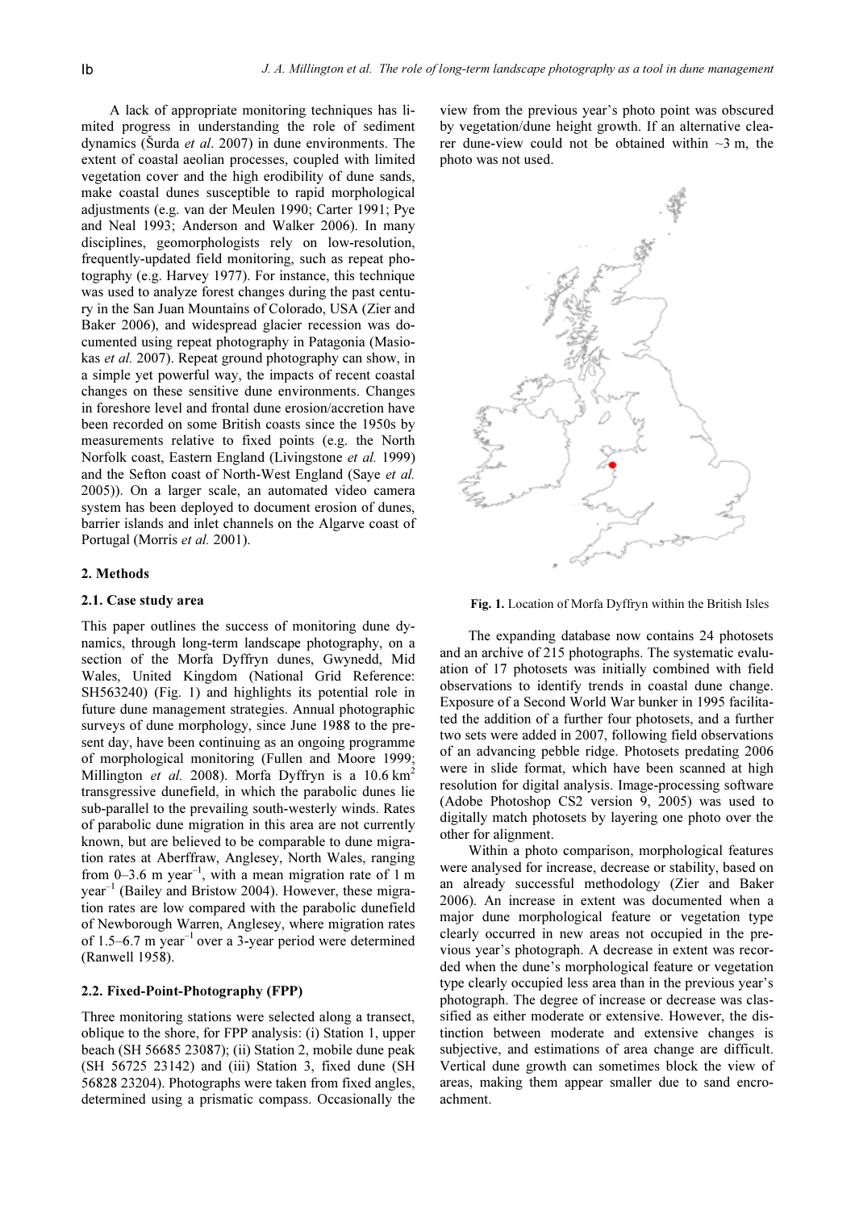A lack of appropriate monitoring techniques has limited progress in understanding the role of sediment dynamics (Šurda *et al*. 2007) in dune environments. The extent of coastal aeolian processes, coupled with limited vegetation cover and the high erodibility of dune sands, make coastal dunes susceptible to rapid morphological adjustments (e.g. van der Meulen 1990; Carter 1991; Pye and Neal 1993; Anderson and Walker 2006). In many disciplines, geomorphologists rely on low-resolution, frequently-updated field monitoring, such as repeat photography (e.g. Harvey 1977). For instance, this technique was used to analyze forest changes during the past century in the San Juan Mountains of Colorado, USA (Zier and Baker 2006), and widespread glacier recession was documented using repeat photography in Patagonia (Masiokas *et al.* 2007). Repeat ground photography can show, in a simple yet powerful way, the impacts of recent coastal changes on these sensitive dune environments. Changes in foreshore level and frontal dune erosion/accretion have been recorded on some British coasts since the 1950s by measurements relative to fixed points (e.g. the North Norfolk coast, Eastern England (Livingstone *et al.* 1999) and the Sefton coast of North-West England (Saye *et al.* 2005)). On a larger scale, an automated video camera system has been deployed to document erosion of dunes, barrier islands and inlet channels on the Algarve coast of Portugal (Morris *et al.* 2001).

## 2. Methods

### 2.1. Case study area

This paper outlines the success of monitoring dune dynamics, through long-term landscape photography, on a section of the Morfa Dyffryn dunes, Gwynedd, Mid Wales, United Kingdom (National Grid Reference: SH563240) (Fig. 1) and highlights its potential role in future dune management strategies. Annual photographic surveys of dune morphology, since June 1988 to the present day, have been continuing as an ongoing programme of morphological monitoring (Fullen and Moore 1999; Millington *et al.* 2008). Morfa Dyffryn is a 10.6 $km^2$ transgressive dunefield, in which the parabolic dunes lie sub-parallel to the prevailing south-westerly winds. Rates of parabolic dune migration in this area are not currently known, but are believed to be comparable to dune migration rates at Aberffraw, Anglesey, North Wales, ranging from 0–3.6 m $year^{-1}$, with a mean migration rate of 1 m $year^{-1}$ (Bailey and Bristow 2004). However, these migration rates are low compared with the parabolic dunefield of Newborough Warren, Anglesey, where migration rates of 1.5–6.7 m $year^{-1}$ over a 3-year period were determined (Ranwell 1958).

### 2.2. Fixed-Point-Photography (FPP)

Three monitoring stations were selected along a transect, oblique to the shore, for FPP analysis: (i) Station 1, upper beach (SH 56685 23087); (ii) Station 2, mobile dune peak (SH 56725 23142) and (iii) Station 3, fixed dune (SH 56828 23204). Photographs were taken from fixed angles, determined using a prismatic compass. Occasionally the view from the previous year's photo point was obscured by vegetation/dune height growth. If an alternative clearer dune-view could not be obtained within ~3 m, the photo was not used.

**Fig. 1.** Location of Morfa Dyffryn within the British Isles

The expanding database now contains 24 photosets and an archive of 215 photographs. The systematic evaluation of 17 photosets was initially combined with field observations to identify trends in coastal dune change. Exposure of a Second World War bunker in 1995 facilitated the addition of a further four photosets, and a further two sets were added in 2007, following field observations of an advancing pebble ridge. Photosets predating 2006 were in slide format, which have been scanned at high resolution for digital analysis. Image-processing software (Adobe Photoshop CS2 version 9, 2005) was used to digitally match photosets by layering one photo over the other for alignment.

Within a photo comparison, morphological features were analysed for increase, decrease or stability, based on an already successful methodology (Zier and Baker 2006). An increase in extent was documented when a major dune morphological feature or vegetation type clearly occurred in new areas not occupied in the previous year's photograph. A decrease in extent was recorded when the dune's morphological feature or vegetation type clearly occupied less area than in the previous year's photograph. The degree of increase or decrease was classified as either moderate or extensive. However, the distinction between moderate and extensive changes is subjective, and estimations of area change are difficult. Vertical dune growth can sometimes block the view of areas, making them appear smaller due to sand encroachment.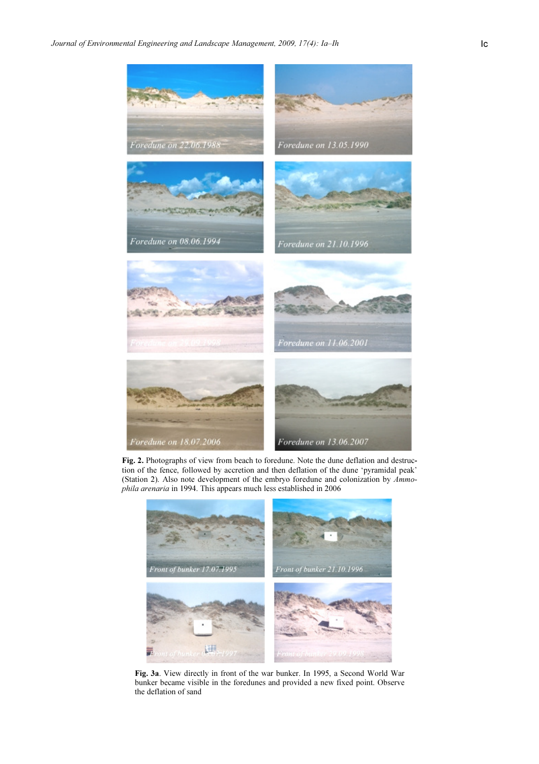Foredune on 22.06.1988

Foredune on 13.05.1990

Foredune on 08.06.1994

Foredune on 21.10.1996

Foredune on 29.09.1998

Foredune on 11.06.2001

Foredune on 18.07.2006

Foredune on 13.06.2007

**Fig. 2.** Photographs of view from beach to foredune. Note the dune deflation and destruction of the fence, followed by accretion and then deflation of the dune 'pyramidal peak' (Station 2). Also note development of the embryo foredune and colonization by *Ammophila arenaria* in 1994. This appears much less established in 2006

Front of bunker 17.07.1995

Front of bunker 21.10.1996

Front of bunker 08.07.1997

Front of bunker 29.09.1998

**Fig. 3a**. View directly in front of the war bunker. In 1995, a Second World War bunker became visible in the foredunes and provided a new fixed point. Observe the deflation of sand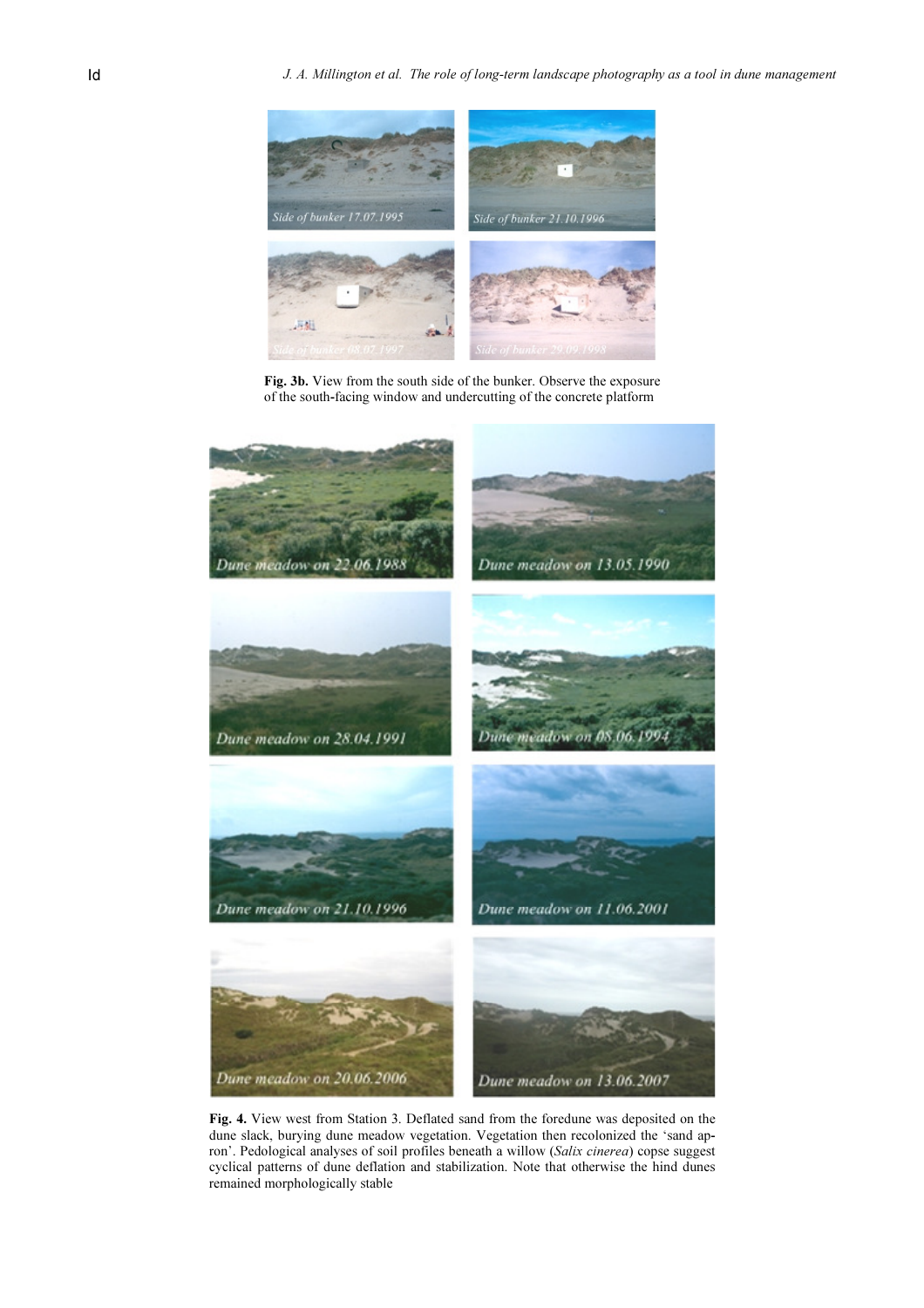**Fig. 3b.** View from the south side of the bunker. Observe the exposure of the south-facing window and undercutting of the concrete platform

**Fig. 4.** View west from Station 3. Deflated sand from the foredune was deposited on the dune slack, burying dune meadow vegetation. Vegetation then recolonized the 'sand apron'. Pedological analyses of soil profiles beneath a willow (*Salix cinerea*) copse suggest cyclical patterns of dune deflation and stabilization. Note that otherwise the hind dunes remained morphologically stable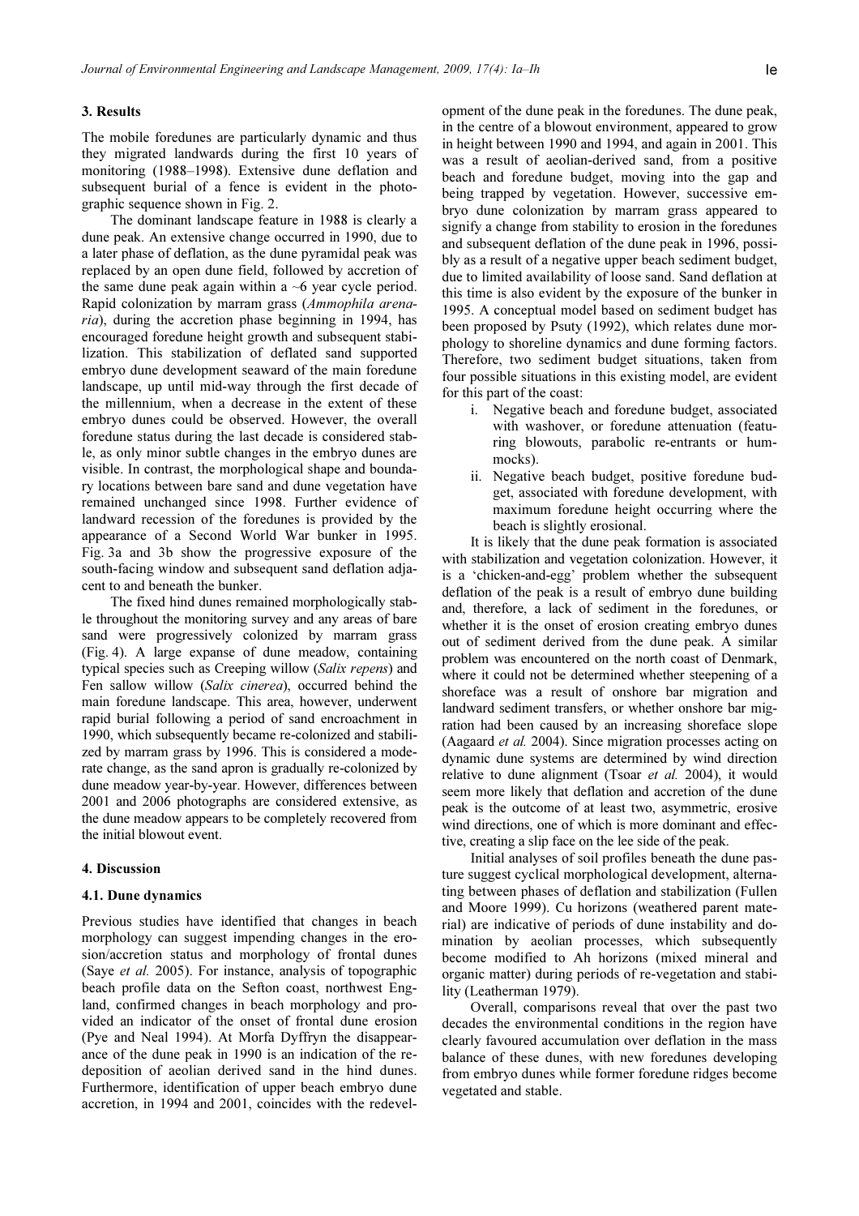### 3. Results

The mobile foredunes are particularly dynamic and thus they migrated landwards during the first 10 years of monitoring (1988–1998). Extensive dune deflation and subsequent burial of a fence is evident in the photographic sequence shown in Fig. 2.

The dominant landscape feature in 1988 is clearly a dune peak. An extensive change occurred in 1990, due to a later phase of deflation, as the dune pyramidal peak was replaced by an open dune field, followed by accretion of the same dune peak again within a ~6 year cycle period. Rapid colonization by marram grass (*Ammophila arenaria*), during the accretion phase beginning in 1994, has encouraged foredune height growth and subsequent stabilization. This stabilization of deflated sand supported embryo dune development seaward of the main foredune landscape, up until mid-way through the first decade of the millennium, when a decrease in the extent of these embryo dunes could be observed. However, the overall foredune status during the last decade is considered stable, as only minor subtle changes in the embryo dunes are visible. In contrast, the morphological shape and boundary locations between bare sand and dune vegetation have remained unchanged since 1998. Further evidence of landward recession of the foredunes is provided by the appearance of a Second World War bunker in 1995. Fig. 3a and 3b show the progressive exposure of the south-facing window and subsequent sand deflation adjacent to and beneath the bunker.

The fixed hind dunes remained morphologically stable throughout the monitoring survey and any areas of bare sand were progressively colonized by marram grass (Fig. 4). A large expanse of dune meadow, containing typical species such as Creeping willow (*Salix repens*) and Fen sallow willow (*Salix cinerea*), occurred behind the main foredune landscape. This area, however, underwent rapid burial following a period of sand encroachment in 1990, which subsequently became re-colonized and stabilized by marram grass by 1996. This is considered a moderate change, as the sand apron is gradually re-colonized by dune meadow year-by-year. However, differences between 2001 and 2006 photographs are considered extensive, as the dune meadow appears to be completely recovered from the initial blowout event.

### 4. Discussion

#### 4.1. Dune dynamics

Previous studies have identified that changes in beach morphology can suggest impending changes in the erosion/accretion status and morphology of frontal dunes (Saye *et al.* 2005). For instance, analysis of topographic beach profile data on the Sefton coast, northwest England, confirmed changes in beach morphology and provided an indicator of the onset of frontal dune erosion (Pye and Neal 1994). At Morfa Dyffryn the disappearance of the dune peak in 1990 is an indication of the re-deposition of aeolian derived sand in the hind dunes. Furthermore, identification of upper beach embryo dune accretion, in 1994 and 2001, coincides with the redevelopment of the dune peak in the foredunes. The dune peak, in the centre of a blowout environment, appeared to grow in height between 1990 and 1994, and again in 2001. This was a result of aeolian-derived sand, from a positive beach and foredune budget, moving into the gap and being trapped by vegetation. However, successive embryo dune colonization by marram grass appeared to signify a change from stability to erosion in the foredunes and subsequent deflation of the dune peak in 1996, possibly as a result of a negative upper beach sediment budget, due to limited availability of loose sand. Sand deflation at this time is also evident by the exposure of the bunker in 1995. A conceptual model based on sediment budget has been proposed by Psuty (1992), which relates dune morphology to shoreline dynamics and dune forming factors. Therefore, two sediment budget situations, taken from four possible situations in this existing model, are evident for this part of the coast:

i. Negative beach and foredune budget, associated with washover, or foredune attenuation (featuring blowouts, parabolic re-entrants or hummocks).
ii. Negative beach budget, positive foredune budget, associated with foredune development, with maximum foredune height occurring where the beach is slightly erosional.

It is likely that the dune peak formation is associated with stabilization and vegetation colonization. However, it is a 'chicken-and-egg' problem whether the subsequent deflation of the peak is a result of embryo dune building and, therefore, a lack of sediment in the foredunes, or whether it is the onset of erosion creating embryo dunes out of sediment derived from the dune peak. A similar problem was encountered on the north coast of Denmark, where it could not be determined whether steepening of a shoreface was a result of onshore bar migration and landward sediment transfers, or whether onshore bar migration had been caused by an increasing shoreface slope (Aagaard *et al.* 2004). Since migration processes acting on dynamic dune systems are determined by wind direction relative to dune alignment (Tsoar *et al.* 2004), it would seem more likely that deflation and accretion of the dune peak is the outcome of at least two, asymmetric, erosive wind directions, one of which is more dominant and effective, creating a slip face on the lee side of the peak.

Initial analyses of soil profiles beneath the dune pasture suggest cyclical morphological development, alternating between phases of deflation and stabilization (Fullen and Moore 1999). Cu horizons (weathered parent material) are indicative of periods of dune instability and domination by aeolian processes, which subsequently become modified to Ah horizons (mixed mineral and organic matter) during periods of re-vegetation and stability (Leatherman 1979).

Overall, comparisons reveal that over the past two decades the environmental conditions in the region have clearly favoured accumulation over deflation in the mass balance of these dunes, with new foredunes developing from embryo dunes while former foredune ridges become vegetated and stable.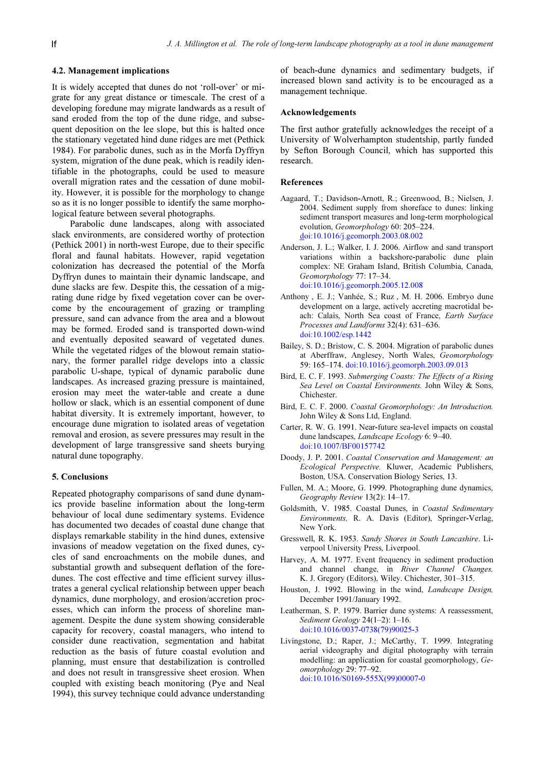### 4.2. Management implications

It is widely accepted that dunes do not 'roll-over' or migrate for any great distance or timescale. The crest of a developing foredune may migrate landwards as a result of sand eroded from the top of the dune ridge, and subsequent deposition on the lee slope, but this is halted once the stationary vegetated hind dune ridges are met (Pethick 1984). For parabolic dunes, such as in the Morfa Dyffryn system, migration of the dune peak, which is readily identifiable in the photographs, could be used to measure overall migration rates and the cessation of dune mobility. However, it is possible for the morphology to change so as it is no longer possible to identify the same morphological feature between several photographs.

Parabolic dune landscapes, along with associated slack environments, are considered worthy of protection (Pethick 2001) in north-west Europe, due to their specific floral and faunal habitats. However, rapid vegetation colonization has decreased the potential of the Morfa Dyffryn dunes to maintain their dynamic landscape, and dune slacks are few. Despite this, the cessation of a migrating dune ridge by fixed vegetation cover can be overcome by the encouragement of grazing or trampling pressure, sand can advance from the area and a blowout may be formed. Eroded sand is transported down-wind and eventually deposited seaward of vegetated dunes. While the vegetated ridges of the blowout remain stationary, the former parallel ridge develops into a classic parabolic U-shape, typical of dynamic parabolic dune landscapes. As increased grazing pressure is maintained, erosion may meet the water-table and create a dune hollow or slack, which is an essential component of dune habitat diversity. It is extremely important, however, to encourage dune migration to isolated areas of vegetation removal and erosion, as severe pressures may result in the development of large transgressive sand sheets burying natural dune topography.

## 5. Conclusions

Repeated photography comparisons of sand dune dynamics provide baseline information about the long-term behaviour of local dune sedimentary systems. Evidence has documented two decades of coastal dune change that displays remarkable stability in the hind dunes, extensive invasions of meadow vegetation on the fixed dunes, cycles of sand encroachments on the mobile dunes, and substantial growth and subsequent deflation of the foredunes. The cost effective and time efficient survey illustrates a general cyclical relationship between upper beach dynamics, dune morphology, and erosion/accretion processes, which can inform the process of shoreline management. Despite the dune system showing considerable capacity for recovery, coastal managers, who intend to consider dune reactivation, segmentation and habitat reduction as the basis of future coastal evolution and planning, must ensure that destabilization is controlled and does not result in transgressive sheet erosion. When coupled with existing beach monitoring (Pye and Neal 1994), this survey technique could advance understanding of beach-dune dynamics and sedimentary budgets, if increased blown sand activity is to be encouraged as a management technique.

## Acknowledgements

The first author gratefully acknowledges the receipt of a University of Wolverhampton studentship, partly funded by Sefton Borough Council, which has supported this research.

## References

Aagaard, T.; Davidson-Arnott, R.; Greenwood, B.; Nielsen, J. 2004. Sediment supply from shoreface to dunes: linking sediment transport measures and long-term morphological evolution, *Geomorphology* 60: 205–224. doi:10.1016/j.geomorph.2003.08.002

Anderson, J. L.; Walker, I. J. 2006. Airflow and sand transport variations within a backshore-parabolic dune plain complex: NE Graham Island, British Columbia, Canada, *Geomorphology* 77: 17–34. doi:10.1016/j.geomorph.2005.12.008

Anthony , E. J.; Vanhée, S.; Ruz , M. H. 2006. Embryo dune development on a large, actively accreting macrotidal beach: Calais, North Sea coast of France, *Earth Surface Processes and Landforms* 32(4): 631–636. doi:10.1002/esp.1442

Bailey, S. D.; Bristow, C. S. 2004. Migration of parabolic dunes at Aberffraw, Anglesey, North Wales, *Geomorphology* 59: 165–174. doi:10.1016/j.geomorph.2003.09.013

Bird, E. C. F. 1993. *Submerging Coasts: The Effects of a Rising Sea Level on Coastal Environments.* John Wiley & Sons, Chichester.

Bird, E. C. F. 2000. *Coastal Geomorphology: An Introduction.* John Wiley & Sons Ltd, England.

Carter, R. W. G. 1991. Near-future sea-level impacts on coastal dune landscapes, *Landscape Ecology* 6: 9–40. doi:10.1007/BF00157742

Doody, J. P. 2001. *Coastal Conservation and Management: an Ecological Perspective.* Kluwer, Academic Publishers, Boston, USA. Conservation Biology Series, 13.

Fullen, M. A.; Moore, G. 1999. Photographing dune dynamics, *Geography Review* 13(2): 14–17.

Goldsmith, V. 1985. Coastal Dunes, in *Coastal Sedimentary Environments,* R. A. Davis (Editor), Springer-Verlag, New York.

Gresswell, R. K. 1953. *Sandy Shores in South Lancashire*. Liverpool University Press, Liverpool.

Harvey, A. M. 1977. Event frequency in sediment production and channel change, in *River Channel Changes,* K. J. Gregory (Editors), Wiley. Chichester, 301–315.

Houston, J. 1992. Blowing in the wind, *Landscape Design,* December 1991/January 1992.

Leatherman, S. P. 1979. Barrier dune systems: A reassessment, *Sediment Geology* 24(1–2): 1–16. doi:10.1016/0037-0738(79)90025-3

Livingstone, D.; Raper, J.; McCarthy, T. 1999. Integrating aerial videography and digital photography with terrain modelling: an application for coastal geomorphology, *Geomorphology* 29: 77–92. doi:10.1016/S0169-555X(99)00007-0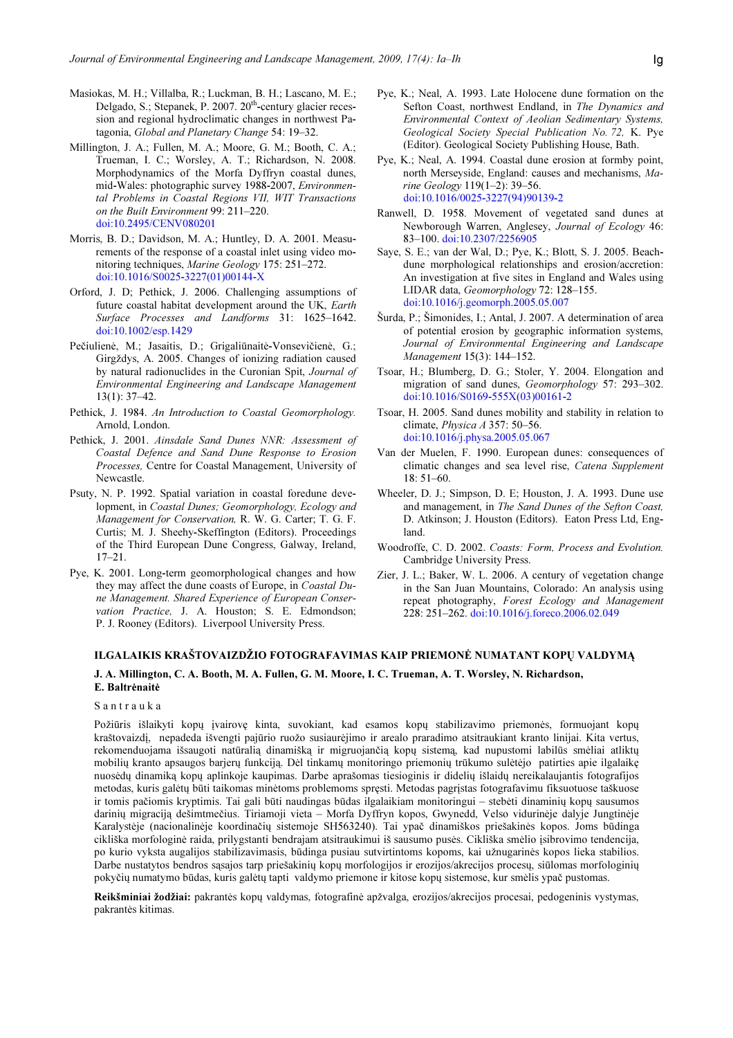Masiokas, M. H.; Villalba, R.; Luckman, B. H.; Lascano, M. E.; Delgado, S.; Stepanek, P. 2007. 20[th]-century glacier recession and regional hydroclimatic changes in northwest Patagonia, *Global and Planetary Change* 54: 19–32.

Millington, J. A.; Fullen, M. A.; Moore, G. M.; Booth, C. A.; Trueman, I. C.; Worsley, A. T.; Richardson, N. 2008. Morphodynamics of the Morfa Dyffryn coastal dunes, mid-Wales: photographic survey 1988-2007, *Environmental Problems in Coastal Regions VII, WIT Transactions on the Built Environment* 99: 211–220. doi:10.2495/CENV080201

Morris, B. D.; Davidson, M. A.; Huntley, D. A. 2001. Measurements of the response of a coastal inlet using video monitoring techniques, *Marine Geology* 175: 251–272. doi:10.1016/S0025-3227(01)00144-X

Orford, J. D; Pethick, J. 2006. Challenging assumptions of future coastal habitat development around the UK, *Earth Surface Processes and Landforms* 31: 1625–1642. doi:10.1002/esp.1429

Pečiulienė, M.; Jasaitis, D.; Grigaliūnaitė-Vonsevičienė, G.; Girgždys, A. 2005. Changes of ionizing radiation caused by natural radionuclides in the Curonian Spit, *Journal of Environmental Engineering and Landscape Management* 13(1): 37–42.

Pethick, J. 1984. *An Introduction to Coastal Geomorphology.* Arnold, London.

Pethick, J. 2001. *Ainsdale Sand Dunes NNR: Assessment of Coastal Defence and Sand Dune Response to Erosion Processes,* Centre for Coastal Management, University of Newcastle.

Psuty, N. P. 1992. Spatial variation in coastal foredune development, in *Coastal Dunes; Geomorphology, Ecology and Management for Conservation,* R. W. G. Carter; T. G. F. Curtis; M. J. Sheehy-Skeffington (Editors). Proceedings of the Third European Dune Congress, Galway, Ireland, 17–21.

Pye, K. 2001. Long-term geomorphological changes and how they may affect the dune coasts of Europe, in *Coastal Dune Management. Shared Experience of European Conservation Practice,* J. A. Houston; S. E. Edmondson; P. J. Rooney (Editors). Liverpool University Press.

Pye, K.; Neal, A. 1993. Late Holocene dune formation on the Sefton Coast, northwest Endland, in *The Dynamics and Environmental Context of Aeolian Sedimentary Systems, Geological Society Special Publication No. 72,* K. Pye (Editor). Geological Society Publishing House, Bath.

Pye, K.; Neal, A. 1994. Coastal dune erosion at formby point, north Merseyside, England: causes and mechanisms, *Marine Geology* 119(1–2): 39–56. doi:10.1016/0025-3227(94)90139-2

Ranwell, D. 1958. Movement of vegetated sand dunes at Newborough Warren, Anglesey, *Journal of Ecology* 46: 83–100. doi:10.2307/2256905

Saye, S. E.; van der Wal, D.; Pye, K.; Blott, S. J. 2005. Beach-dune morphological relationships and erosion/accretion: An investigation at five sites in England and Wales using LIDAR data, *Geomorphology* 72: 128–155. doi:10.1016/j.geomorph.2005.05.007

Šurda, P.; Šimonides, I.; Antal, J. 2007. A determination of area of potential erosion by geographic information systems, *Journal of Environmental Engineering and Landscape Management* 15(3): 144–152.

Tsoar, H.; Blumberg, D. G.; Stoler, Y. 2004. Elongation and migration of sand dunes, *Geomorphology* 57: 293–302. doi:10.1016/S0169-555X(03)00161-2

Tsoar, H. 2005. Sand dunes mobility and stability in relation to climate, *Physica A* 357: 50–56. doi:10.1016/j.physa.2005.05.067

Van der Muelen, F. 1990. European dunes: consequences of climatic changes and sea level rise, *Catena Supplement* 18: 51–60.

Wheeler, D. J.; Simpson, D. E; Houston, J. A. 1993. Dune use and management, in *The Sand Dunes of the Sefton Coast,* D. Atkinson; J. Houston (Editors). Eaton Press Ltd, England.

Woodroffe, C. D. 2002. *Coasts: Form, Process and Evolution.* Cambridge University Press.

Zier, J. L.; Baker, W. L. 2006. A century of vegetation change in the San Juan Mountains, Colorado: An analysis using repeat photography, *Forest Ecology and Management* 228: 251–262. doi:10.1016/j.foreco.2006.02.049

## ILGALAIKIS KRAŠTOVAIZDŽIO FOTOGRAFAVIMAS KAIP PRIEMONĖ NUMATANT KOPŲ VALDYMĄ

**J. A. Millington, C. A. Booth, M. A. Fullen, G. M. Moore, I. C. Trueman, A. T. Worsley, N. Richardson, E. Baltrėnaitė**

Santrauka

Požiūris išlaikyti kopų įvairovę kinta, suvokiant, kad esamos kopų stabilizavimo priemonės, formuojant kopų kraštovaizdį, nepadeda išvengti pajūrio ruožo susiaurėjimo ir arealo praradimo atsitraukiant kranto linijai. Kita vertus, rekomenduojama išsaugoti natūralią dinamišką ir migruojančią kopų sistemą, kad nupustomi labilūs smėliai atliktų mobilių kranto apsaugos barjerų funkciją. Dėl tinkamų monitoringo priemonių trūkumo sulėtėjo patirties apie ilgalaikę nuosėdų dinamiką kopų aplinkoje kaupimas. Darbe aprašomas tiesioginis ir didelių išlaidų nereikalaujantis fotografijos metodas, kuris galėtų būti taikomas minėtoms problemoms spręsti. Metodas pagrįstas fotografavimu fiksuotuose taškuose ir tomis pačiomis kryptimis. Tai gali būti naudingas būdas ilgalaikiam monitoringui – stebėti dinaminių kopų sausumos darinių migraciją dešimtmečius. Tiriamoji vieta – Morfa Dyffryn kopos, Gwynedd, Velso vidurinėje dalyje Jungtinėje Karalystėje (nacionalinėje koordinačių sistemoje SH563240). Tai ypač dinamiškos priešakinės kopos. Joms būdinga cikliška morfologinė raida, prilygstanti bendrajam atsitraukimui iš sausumo pusės. Cikliška smėlio įsibrovimo tendencija, po kurio vyksta augalijos stabilizavimasis, būdinga pusiau sutvirtintoms kopoms, kai užnugarinės kopos lieka stabilios. Darbe nustatytos bendros sąsajos tarp priešakinių kopų morfologijos ir erozijos/akrecijos procesų, siūlomas morfologinių pokyčių numatymo būdas, kuris galėtų tapti valdymo priemone ir kitose kopų sistemose, kur smėlis ypač pustomas.

**Reikšminiai žodžiai:** pakrantės kopų valdymas, fotografinė apžvalga, erozijos/akrecijos procesai, pedogeninis vystymas, pakrantės kitimas.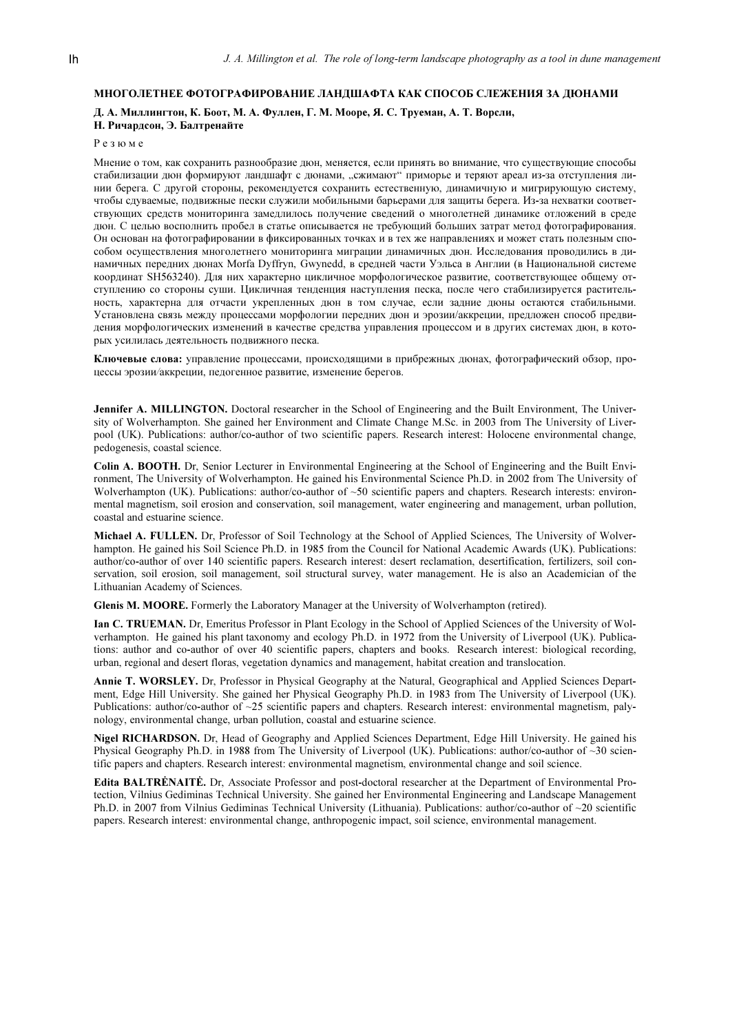## МНОГОЛЕТНЕЕ ФОТОГРАФИРОВАНИЕ ЛАНДШАФТА КАК СПОСОБ СЛЕЖЕНИЯ ЗА ДЮНАМИ

**Д. А. Миллингтон, К. Боот, М. А. Фуллен, Г. М. Мооре, Я. С. Труеман, А. Т. Ворсли, Н. Ричардсон, Э. Балтренайте**

Р е з ю м е

Мнение о том, как сохранить разнообразие дюн, меняется, если принять во внимание, что существующие способы стабилизации дюн формируют ландшафт с дюнами, „сжимают" приморье и теряют ареал из-за отступления линии берега. С другой стороны, рекомендуется сохранить естественную, динамичную и мигрирующую систему, чтобы сдуваемые, подвижные пески служили мобильными барьерами для защиты берега. Из-за нехватки соответствующих средств мониторинга замедлилось получение сведений о многолетней динамике отложений в среде дюн. С целью восполнить пробел в статье описывается не требующий больших затрат метод фотографирования. Он основан на фотографировании в фиксированных точках и в тех же направлениях и может стать полезным способом осуществления многолетнего мониторинга миграции динамичных дюн. Исследования проводились в динамичных передних дюнах Morfa Dyffryn, Gwynedd, в средней части Уэльса в Англии (в Национальной системе координат SH563240). Для них характерно цикличное морфологическое развитие, соответствующее общему отступлению со стороны суши. Цикличная тенденция наступления песка, после чего стабилизируется растительность, характерна для отчасти укрепленных дюн в том случае, если задние дюны остаются стабильными. Установлена связь между процессами морфологии передних дюн и эрозии/аккреции, предложен способ предвидения морфологических изменений в качестве средства управления процессом и в других системах дюн, в которых усилилась деятельность подвижного песка.

**Ключевые слова:** управление процессами, происходящими в прибрежных дюнах, фотографический обзор, процессы эрозии/аккреции, педогенное развитие, изменение берегов.

**Jennifer A. MILLINGTON.** Doctoral researcher in the School of Engineering and the Built Environment, The University of Wolverhampton. She gained her Environment and Climate Change M.Sc. in 2003 from The University of Liverpool (UK). Publications: author/co-author of two scientific papers. Research interest: Holocene environmental change, pedogenesis, coastal science.

**Colin A. BOOTH.** Dr, Senior Lecturer in Environmental Engineering at the School of Engineering and the Built Environment, The University of Wolverhampton. He gained his Environmental Science Ph.D. in 2002 from The University of Wolverhampton (UK). Publications: author/co-author of ~50 scientific papers and chapters. Research interests: environmental magnetism, soil erosion and conservation, soil management, water engineering and management, urban pollution, coastal and estuarine science.

**Michael A. FULLEN.** Dr, Professor of Soil Technology at the School of Applied Sciences, The University of Wolverhampton. He gained his Soil Science Ph.D. in 1985 from the Council for National Academic Awards (UK). Publications: author/co-author of over 140 scientific papers. Research interest: desert reclamation, desertification, fertilizers, soil conservation, soil erosion, soil management, soil structural survey, water management. He is also an Academician of the Lithuanian Academy of Sciences.

**Glenis M. MOORE.** Formerly the Laboratory Manager at the University of Wolverhampton (retired).

**Ian C. TRUEMAN.** Dr, Emeritus Professor in Plant Ecology in the School of Applied Sciences of the University of Wolverhampton. He gained his plant taxonomy and ecology Ph.D. in 1972 from the University of Liverpool (UK). Publications: author and co-author of over 40 scientific papers, chapters and books. Research interest: biological recording, urban, regional and desert floras, vegetation dynamics and management, habitat creation and translocation.

**Annie T. WORSLEY.** Dr, Professor in Physical Geography at the Natural, Geographical and Applied Sciences Department, Edge Hill University. She gained her Physical Geography Ph.D. in 1983 from The University of Liverpool (UK). Publications: author/co-author of ~25 scientific papers and chapters. Research interest: environmental magnetism, palynology, environmental change, urban pollution, coastal and estuarine science.

**Nigel RICHARDSON.** Dr, Head of Geography and Applied Sciences Department, Edge Hill University. He gained his Physical Geography Ph.D. in 1988 from The University of Liverpool (UK). Publications: author/co-author of ~30 scientific papers and chapters. Research interest: environmental magnetism, environmental change and soil science.

**Edita BALTRĖNAITĖ.** Dr, Associate Professor and post-doctoral researcher at the Department of Environmental Protection, Vilnius Gediminas Technical University. She gained her Environmental Engineering and Landscape Management Ph.D. in 2007 from Vilnius Gediminas Technical University (Lithuania). Publications: author/co-author of ~20 scientific papers. Research interest: environmental change, anthropogenic impact, soil science, environmental management.